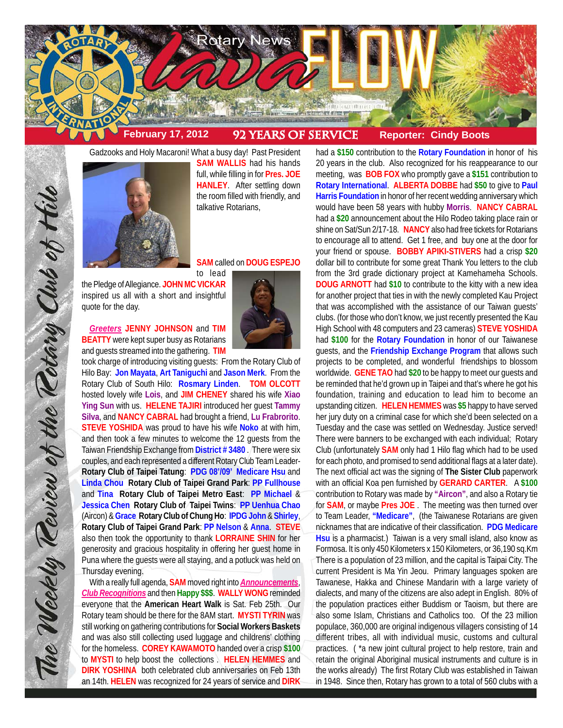# Rotary News lavaFLOW

**February 17, 2012** | **92 YEARS OF SERVICE** | **Reporter: Cindy Boots**

*The Weekly Review of the Rotary Club of Hilo*

Gadzooks and Holy Macaroni! What a busy day! Past President **SAM WALLIS** had his hands full, while filling in for **Pres. JOE HANLEY**. After settling down the room filled with friendly, and talkative Rotarians,

**SAM** called on **DOUG ESPEJO** to lead the Pledge of Allegiance. **JOHN MC VICKAR** inspired us all with a short and insightful quote for the day.

***Greeters*** **JENNY JOHNSON** and **TIM BEATTY** were kept super busy as Rotarians and guests streamed into the gathering. **TIM** took charge of introducing visiting guests: From the Rotary Club of Hilo Bay: **Jon Mayata**, **Art Taniguchi** and **Jason Merk**. From the Rotary Club of South Hilo: **Rosmary Linden**. **TOM OLCOTT** hosted lovely wife **Lois**, and **JIM CHENEY** shared his wife **Xiao Ying Sun** with us. **HELENE TAJIRI** introduced her guest **Tammy Silva**, and **NANCY CABRAL** had brought a friend, **Lu Frabrorito**. **STEVE YOSHIDA** was proud to have his wife **Noko** at with him, and then took a few minutes to welcome the 12 guests from the Taiwan Friendship Exchange from **District # 3480**. There were six couples, and each represented a different Rotary Club Team Leader- **Rotary Club of Taipei Tatung**: **PDG 08'/09' Medicare Hsu** and **Linda Chou** **Rotary Club of Taipei Grand Park**: **PP Fullhouse** and **Tina** **Rotary Club of Taipei Metro East**: **PP Michael** & **Jessica Chen** **Rotary Club of Taipei Twins**: **PP Uenhua Chao** (Aircon) & **Grace** **Rotary Club of Chung Ho**: **IPDG John** & **Shirley**, **Rotary Club of Taipei Grand Park**: **PP Nelson** & **Anna**. **STEVE** also then took the opportunity to thank **LORRAINE SHIN** for her generosity and gracious hospitality in offering her guest home in Puna where the guests were all staying, and a potluck was held on Thursday evening.

With a really full agenda, **SAM** moved right into ***Announcements***, ***Club Recognitions*** and then **Happy $$$**. **WALLY WONG** reminded everyone that the **American Heart Walk** is Sat. Feb 25th. Our Rotary team should be there for the 8AM start. **MYSTI TYRIN** was still working on gathering contributions for **Social Workers Baskets** and was also still collecting used luggage and childrens' clothing for the homeless. **COREY KAWAMOTO** handed over a crisp **$100** to **MYSTI** to help boost the collections. **HELEN HEMMES** and **DIRK YOSHINA** both celebrated club anniversaries on Feb 13th an 14th. **HELEN** was recognized for 24 years of service and **DIRK** had a **$150** contribution to the **Rotary Foundation** in honor of his 20 years in the club. Also recognized for his reappearance to our meeting, was **BOB FOX** who promptly gave a **$151** contribution to **Rotary International**. **ALBERTA DOBBE** had **$50** to give to **Paul Harris Foundation** in honor of her recent wedding anniversary which would have been 58 years with hubby **Morris**. **NANCY CABRAL** had a **$20** announcement about the Hilo Rodeo taking place rain or shine on Sat/Sun 2/17-18. **NANCY** also had free tickets for Rotarians to encourage all to attend. Get 1 free, and buy one at the door for your friend or spouse. **BOBBY APIKI-STIVERS** had a crisp **$20** dollar bill to contribute for some great Thank You letters to the club from the 3rd grade dictionary project at Kamehameha Schools. **DOUG ARNOTT** had **$10** to contribute to the kitty with a new idea for another project that ties in with the newly completed Kau Project that was accomplished with the assistance of our Taiwan guests' clubs. (for those who don't know, we just recently presented the Kau High School with 48 computers and 23 cameras) **STEVE YOSHIDA** had **$100** for the **Rotary Foundation** in honor of our Taiwanese guests, and the **Friendship Exchange Program** that allows such projects to be completed, and wonderful friendships to blossom worldwide. **GENE TAO** had **$20** to be happy to meet our guests and be reminded that he'd grown up in Taipei and that's where he got his foundation, training and education to lead him to become an upstanding citizen. **HELEN HEMMES** was **$5** happy to have served her jury duty on a criminal case for which she'd been selected on a Tuesday and the case was settled on Wednesday. Justice served! There were banners to be exchanged with each individual; Rotary Club (unfortunately **SAM** only had 1 Hilo flag which had to be used for each photo, and promised to send additional flags at a later date). The next official act was the signing of **The Sister Club** paperwork with an official Koa pen furnished by **GERARD CARTER**. A **$100** contribution to Rotary was made by **"Aircon"**, and also a Rotary tie for **SAM**, or maybe **Pres JOE**. The meeting was then turned over to Team Leader, **"Medicare"**, (the Taiwanese Rotarians are given nicknames that are indicative of their classification. **PDG Medicare Hsu** is a pharmacist.) Taiwan is a very small island, also know as Formosa. It is only 450 Kilometers x 150 Kilometers, or 36,190 sq.Km There is a population of 23 million, and the capital is Taipai City. The current President is Ma Yin Jeou. Primary languages spoken are Tawanese, Hakka and Chinese Mandarin with a large variety of dialects, and many of the citizens are also adept in English. 80% of the population practices either Buddism or Taoism, but there are also some Islam, Christians and Catholics too. Of the 23 million populace, 360,000 are original indigenous villagers consisting of 14 different tribes, all with individual music, customs and cultural practices. ( *a new joint cultural project to help restore, train and retain the original Aboriginal musical instruments and culture is in the works already) The first Rotary Club was established in Taiwan in 1948. Since then, Rotary has grown to a total of 560 clubs with a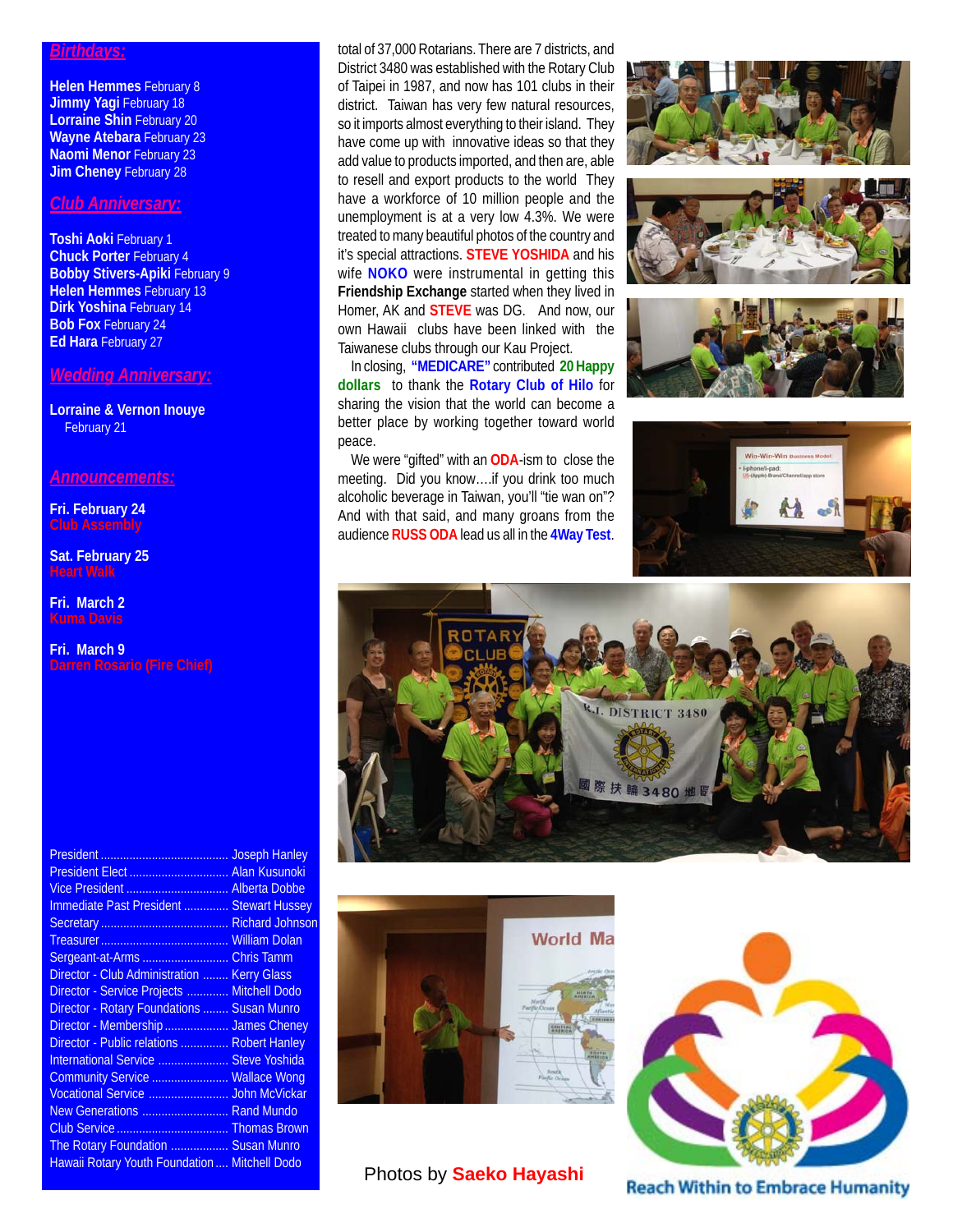## Birthdays:

**Helen Hemmes** February 8
**Jimmy Yagi** February 18
**Lorraine Shin** February 20
**Wayne Atebara** February 23
**Naomi Menor** February 23
**Jim Cheney** February 28

## Club Anniversary:

**Toshi Aoki** February 1
**Chuck Porter** February 4
**Bobby Stivers-Apiki** February 9
**Helen Hemmes** February 13
**Dirk Yoshina** February 14
**Bob Fox** February 24
**Ed Hara** February 27

## Wedding Anniversary:

**Lorraine & Vernon Inouye**
February 21

## Announcements:

**Fri. February 24**
**Club Assembly**

**Sat. February 25**
**Heart Walk**

**Fri. March 2**
**Kuma Davis**

**Fri. March 9**
**Darren Rosario (Fire Chief)**

| | |
|---|---|
| President | Joseph Hanley |
| President Elect | Alan Kusunoki |
| Vice President | Alberta Dobbe |
| Immediate Past President | Stewart Hussey |
| Secretary | Richard Johnson |
| Treasurer | William Dolan |
| Sergeant-at-Arms | Chris Tamm |
| Director - Club Administration | Kerry Glass |
| Director - Service Projects | Mitchell Dodo |
| Director - Rotary Foundations | Susan Munro |
| Director - Membership | James Cheney |
| Director - Public relations | Robert Hanley |
| International Service | Steve Yoshida |
| Community Service | Wallace Wong |
| Vocational Service | John McVickar |
| New Generations | Rand Mundo |
| Club Service | Thomas Brown |
| The Rotary Foundation | Susan Munro |
| Hawaii Rotary Youth Foundation | Mitchell Dodo |

total of 37,000 Rotarians. There are 7 districts, and District 3480 was established with the Rotary Club of Taipei in 1987, and now has 101 clubs in their district. Taiwan has very few natural resources, so it imports almost everything to their island. They have come up with innovative ideas so that they add value to products imported, and then are, able to resell and export products to the world They have a workforce of 10 million people and the unemployment is at a very low 4.3%. We were treated to many beautiful photos of the country and it's special attractions. **STEVE YOSHIDA** and his wife **NOKO** were instrumental in getting this **Friendship Exchange** started when they lived in Homer, AK and **STEVE** was DG. And now, our own Hawaii clubs have been linked with the Taiwanese clubs through our Kau Project.

In closing, **"MEDICARE"** contributed **20 Happy dollars** to thank the **Rotary Club of Hilo** for sharing the vision that the world can become a better place by working together toward world peace.

We were "gifted" with an **ODA**-ism to close the meeting. Did you know….if you drink too much alcoholic beverage in Taiwan, you'll "tie wan on"? And with that said, and many groans from the audience **RUSS ODA** lead us all in the **4Way Test**.

Photos by **Saeko Hayashi**

Reach Within to Embrace Humanity